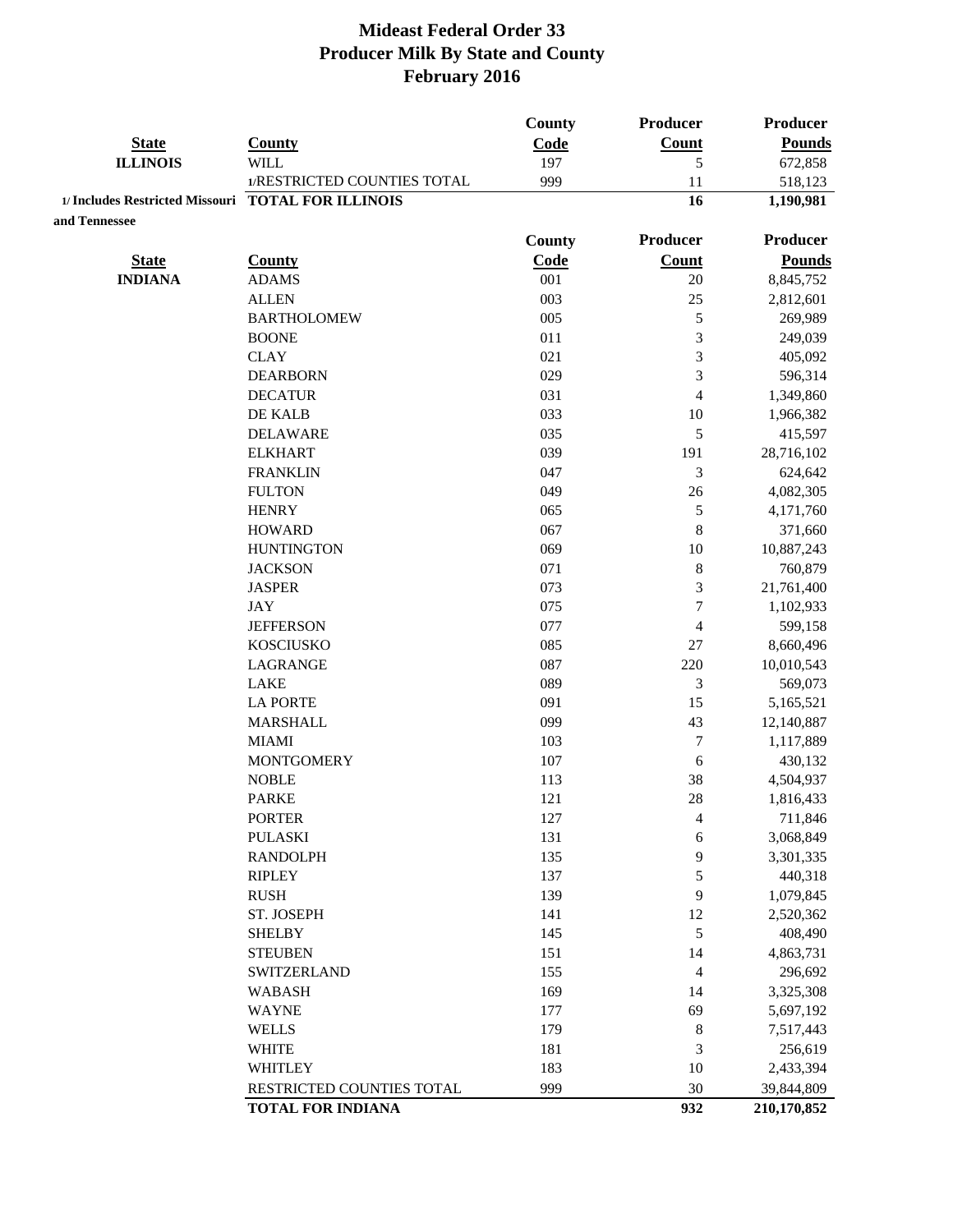# Mideast Federal Order 33
# Producer Milk By State and County
# February 2016

| State | County | County Code | Producer Count | Producer Pounds |
|---|---|---|---|---|
| ILLINOIS | WILL | 197 | 5 | 672,858 |
| | 1/RESTRICTED COUNTIES TOTAL | 999 | 11 | 518,123 |
| 1/ Includes Restricted Missouri and Tennessee | **TOTAL FOR ILLINOIS** | | **16** | **1,190,981** |

| State | County | County Code | Producer Count | Producer Pounds |
|---|---|---|---|---|
| INDIANA | ADAMS | 001 | 20 | 8,845,752 |
| | ALLEN | 003 | 25 | 2,812,601 |
| | BARTHOLOMEW | 005 | 5 | 269,989 |
| | BOONE | 011 | 3 | 249,039 |
| | CLAY | 021 | 3 | 405,092 |
| | DEARBORN | 029 | 3 | 596,314 |
| | DECATUR | 031 | 4 | 1,349,860 |
| | DE KALB | 033 | 10 | 1,966,382 |
| | DELAWARE | 035 | 5 | 415,597 |
| | ELKHART | 039 | 191 | 28,716,102 |
| | FRANKLIN | 047 | 3 | 624,642 |
| | FULTON | 049 | 26 | 4,082,305 |
| | HENRY | 065 | 5 | 4,171,760 |
| | HOWARD | 067 | 8 | 371,660 |
| | HUNTINGTON | 069 | 10 | 10,887,243 |
| | JACKSON | 071 | 8 | 760,879 |
| | JASPER | 073 | 3 | 21,761,400 |
| | JAY | 075 | 7 | 1,102,933 |
| | JEFFERSON | 077 | 4 | 599,158 |
| | KOSCIUSKO | 085 | 27 | 8,660,496 |
| | LAGRANGE | 087 | 220 | 10,010,543 |
| | LAKE | 089 | 3 | 569,073 |
| | LA PORTE | 091 | 15 | 5,165,521 |
| | MARSHALL | 099 | 43 | 12,140,887 |
| | MIAMI | 103 | 7 | 1,117,889 |
| | MONTGOMERY | 107 | 6 | 430,132 |
| | NOBLE | 113 | 38 | 4,504,937 |
| | PARKE | 121 | 28 | 1,816,433 |
| | PORTER | 127 | 4 | 711,846 |
| | PULASKI | 131 | 6 | 3,068,849 |
| | RANDOLPH | 135 | 9 | 3,301,335 |
| | RIPLEY | 137 | 5 | 440,318 |
| | RUSH | 139 | 9 | 1,079,845 |
| | ST. JOSEPH | 141 | 12 | 2,520,362 |
| | SHELBY | 145 | 5 | 408,490 |
| | STEUBEN | 151 | 14 | 4,863,731 |
| | SWITZERLAND | 155 | 4 | 296,692 |
| | WABASH | 169 | 14 | 3,325,308 |
| | WAYNE | 177 | 69 | 5,697,192 |
| | WELLS | 179 | 8 | 7,517,443 |
| | WHITE | 181 | 3 | 256,619 |
| | WHITLEY | 183 | 10 | 2,433,394 |
| | RESTRICTED COUNTIES TOTAL | 999 | 30 | 39,844,809 |
| | **TOTAL FOR INDIANA** | | **932** | **210,170,852** |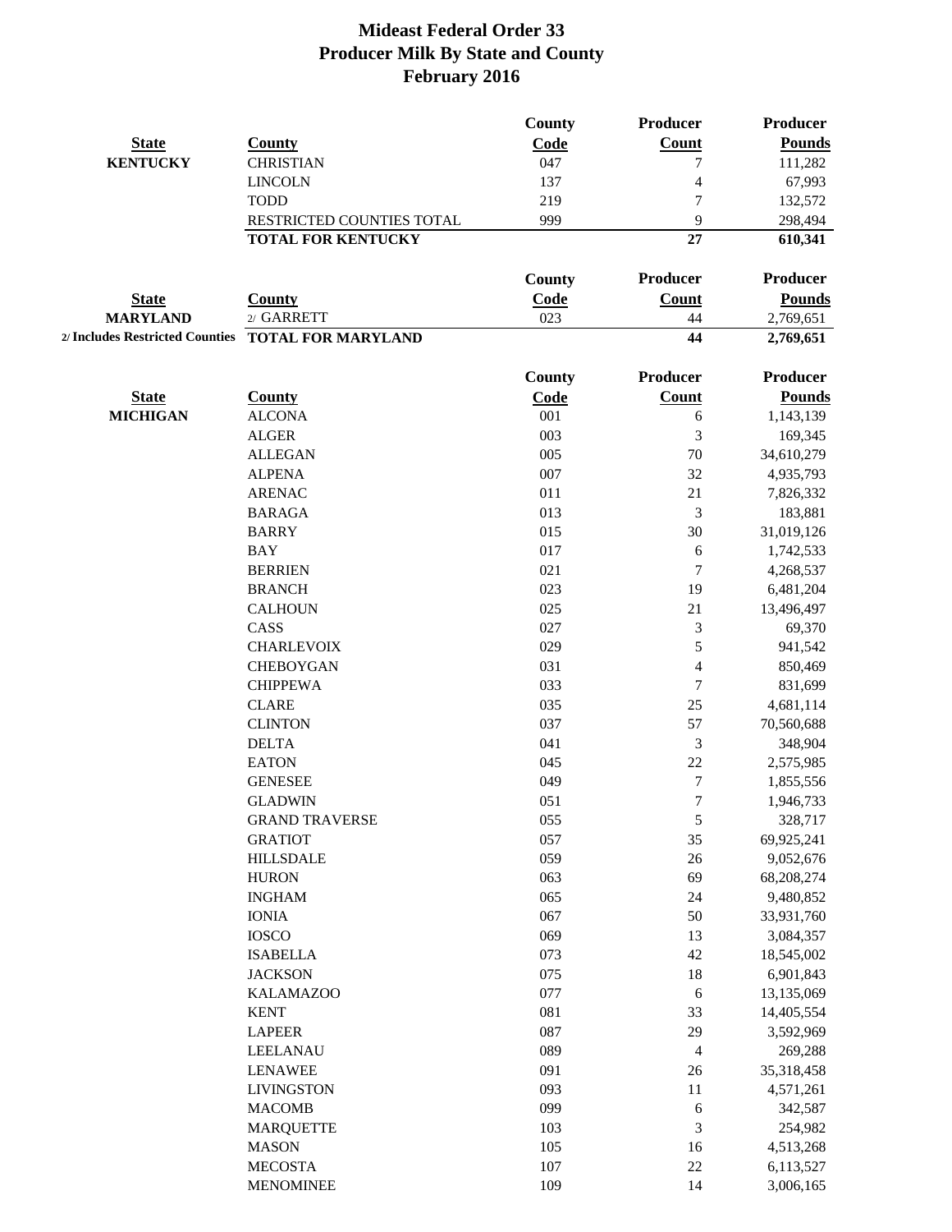# Mideast Federal Order 33
## Producer Milk By State and County
## February 2016

| State | County | County Code | Producer Count | Producer Pounds |
|---|---|---|---|---|
| KENTUCKY | CHRISTIAN | 047 | 7 | 111,282 |
| | LINCOLN | 137 | 4 | 67,993 |
| | TODD | 219 | 7 | 132,572 |
| | RESTRICTED COUNTIES TOTAL | 999 | 9 | 298,494 |
| | **TOTAL FOR KENTUCKY** | | **27** | **610,341** |

| State | County | County Code | Producer Count | Producer Pounds |
|---|---|---|---|---|
| MARYLAND | 2/ GARRETT | 023 | 44 | 2,769,651 |
| 2/ Includes Restricted Counties | **TOTAL FOR MARYLAND** | | **44** | **2,769,651** |

| State | County | County Code | Producer Count | Producer Pounds |
|---|---|---|---|---|
| MICHIGAN | ALCONA | 001 | 6 | 1,143,139 |
| | ALGER | 003 | 3 | 169,345 |
| | ALLEGAN | 005 | 70 | 34,610,279 |
| | ALPENA | 007 | 32 | 4,935,793 |
| | ARENAC | 011 | 21 | 7,826,332 |
| | BARAGA | 013 | 3 | 183,881 |
| | BARRY | 015 | 30 | 31,019,126 |
| | BAY | 017 | 6 | 1,742,533 |
| | BERRIEN | 021 | 7 | 4,268,537 |
| | BRANCH | 023 | 19 | 6,481,204 |
| | CALHOUN | 025 | 21 | 13,496,497 |
| | CASS | 027 | 3 | 69,370 |
| | CHARLEVOIX | 029 | 5 | 941,542 |
| | CHEBOYGAN | 031 | 4 | 850,469 |
| | CHIPPEWA | 033 | 7 | 831,699 |
| | CLARE | 035 | 25 | 4,681,114 |
| | CLINTON | 037 | 57 | 70,560,688 |
| | DELTA | 041 | 3 | 348,904 |
| | EATON | 045 | 22 | 2,575,985 |
| | GENESEE | 049 | 7 | 1,855,556 |
| | GLADWIN | 051 | 7 | 1,946,733 |
| | GRAND TRAVERSE | 055 | 5 | 328,717 |
| | GRATIOT | 057 | 35 | 69,925,241 |
| | HILLSDALE | 059 | 26 | 9,052,676 |
| | HURON | 063 | 69 | 68,208,274 |
| | INGHAM | 065 | 24 | 9,480,852 |
| | IONIA | 067 | 50 | 33,931,760 |
| | IOSCO | 069 | 13 | 3,084,357 |
| | ISABELLA | 073 | 42 | 18,545,002 |
| | JACKSON | 075 | 18 | 6,901,843 |
| | KALAMAZOO | 077 | 6 | 13,135,069 |
| | KENT | 081 | 33 | 14,405,554 |
| | LAPEER | 087 | 29 | 3,592,969 |
| | LEELANAU | 089 | 4 | 269,288 |
| | LENAWEE | 091 | 26 | 35,318,458 |
| | LIVINGSTON | 093 | 11 | 4,571,261 |
| | MACOMB | 099 | 6 | 342,587 |
| | MARQUETTE | 103 | 3 | 254,982 |
| | MASON | 105 | 16 | 4,513,268 |
| | MECOSTA | 107 | 22 | 6,113,527 |
| | MENOMINEE | 109 | 14 | 3,006,165 |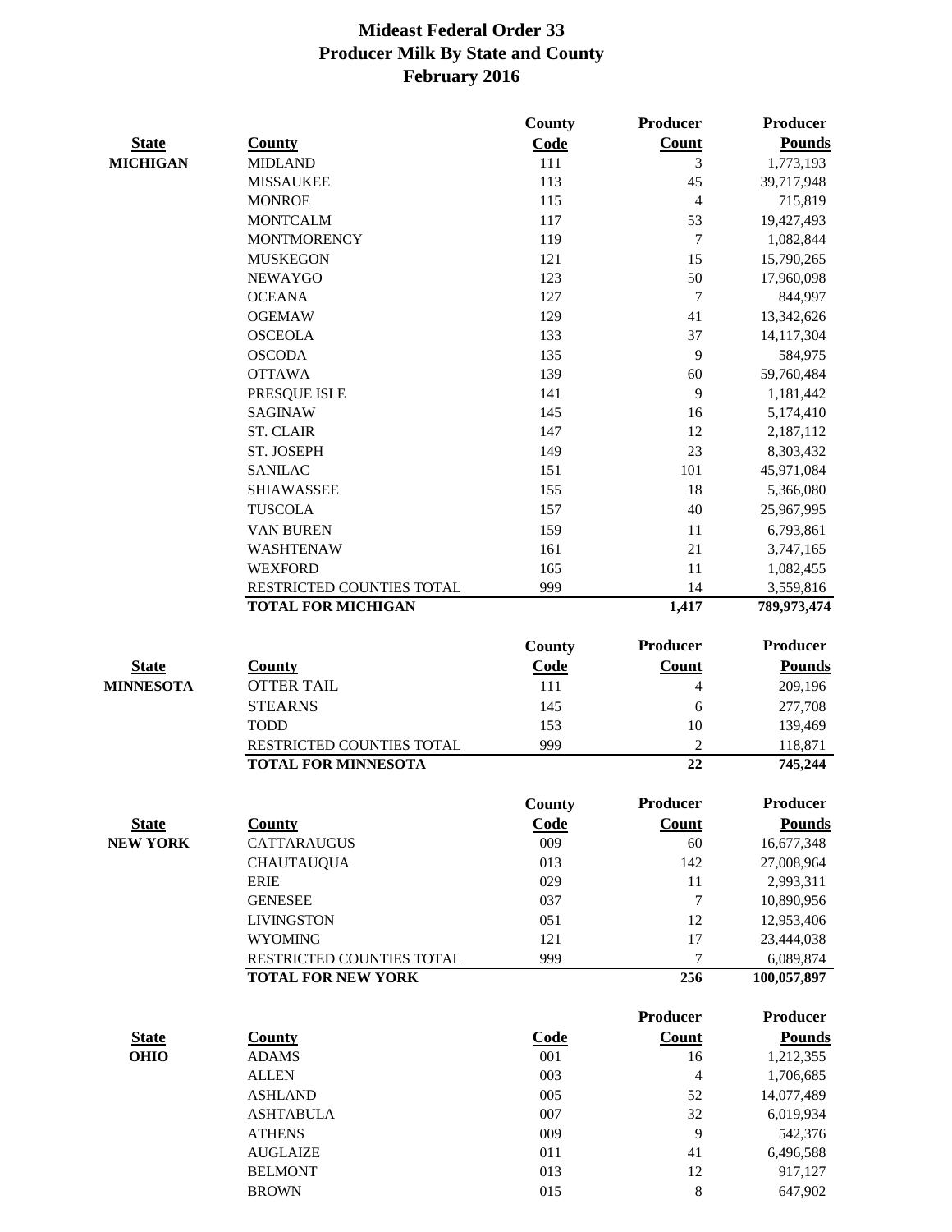# Mideast Federal Order 33
## Producer Milk By State and County
## February 2016

| State | County | County Code | Producer Count | Producer Pounds |
|---|---|---|---|---|
| **MICHIGAN** | MIDLAND | 111 | 3 | 1,773,193 |
| | MISSAUKEE | 113 | 45 | 39,717,948 |
| | MONROE | 115 | 4 | 715,819 |
| | MONTCALM | 117 | 53 | 19,427,493 |
| | MONTMORENCY | 119 | 7 | 1,082,844 |
| | MUSKEGON | 121 | 15 | 15,790,265 |
| | NEWAYGO | 123 | 50 | 17,960,098 |
| | OCEANA | 127 | 7 | 844,997 |
| | OGEMAW | 129 | 41 | 13,342,626 |
| | OSCEOLA | 133 | 37 | 14,117,304 |
| | OSCODA | 135 | 9 | 584,975 |
| | OTTAWA | 139 | 60 | 59,760,484 |
| | PRESQUE ISLE | 141 | 9 | 1,181,442 |
| | SAGINAW | 145 | 16 | 5,174,410 |
| | ST. CLAIR | 147 | 12 | 2,187,112 |
| | ST. JOSEPH | 149 | 23 | 8,303,432 |
| | SANILAC | 151 | 101 | 45,971,084 |
| | SHIAWASSEE | 155 | 18 | 5,366,080 |
| | TUSCOLA | 157 | 40 | 25,967,995 |
| | VAN BUREN | 159 | 11 | 6,793,861 |
| | WASHTENAW | 161 | 21 | 3,747,165 |
| | WEXFORD | 165 | 11 | 1,082,455 |
| | RESTRICTED COUNTIES TOTAL | 999 | 14 | 3,559,816 |
| | **TOTAL FOR MICHIGAN** | | **1,417** | **789,973,474** |

| State | County | County Code | Producer Count | Producer Pounds |
|---|---|---|---|---|
| **MINNESOTA** | OTTER TAIL | 111 | 4 | 209,196 |
| | STEARNS | 145 | 6 | 277,708 |
| | TODD | 153 | 10 | 139,469 |
| | RESTRICTED COUNTIES TOTAL | 999 | 2 | 118,871 |
| | **TOTAL FOR MINNESOTA** | | **22** | **745,244** |

| State | County | County Code | Producer Count | Producer Pounds |
|---|---|---|---|---|
| **NEW YORK** | CATTARAUGUS | 009 | 60 | 16,677,348 |
| | CHAUTAUQUA | 013 | 142 | 27,008,964 |
| | ERIE | 029 | 11 | 2,993,311 |
| | GENESEE | 037 | 7 | 10,890,956 |
| | LIVINGSTON | 051 | 12 | 12,953,406 |
| | WYOMING | 121 | 17 | 23,444,038 |
| | RESTRICTED COUNTIES TOTAL | 999 | 7 | 6,089,874 |
| | **TOTAL FOR NEW YORK** | | **256** | **100,057,897** |

| State | County | Code | Producer Count | Producer Pounds |
|---|---|---|---|---|
| **OHIO** | ADAMS | 001 | 16 | 1,212,355 |
| | ALLEN | 003 | 4 | 1,706,685 |
| | ASHLAND | 005 | 52 | 14,077,489 |
| | ASHTABULA | 007 | 32 | 6,019,934 |
| | ATHENS | 009 | 9 | 542,376 |
| | AUGLAIZE | 011 | 41 | 6,496,588 |
| | BELMONT | 013 | 12 | 917,127 |
| | BROWN | 015 | 8 | 647,902 |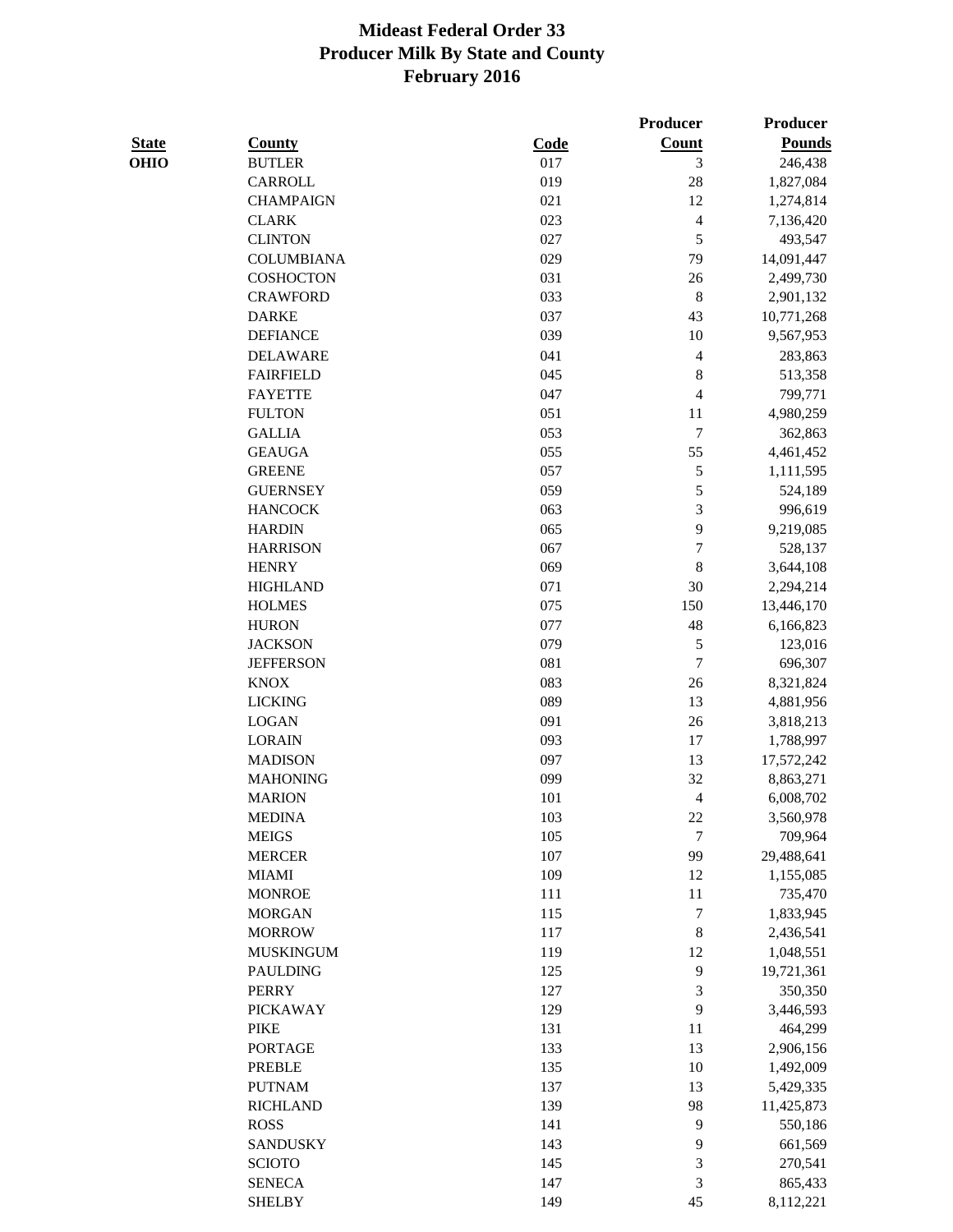# Mideast Federal Order 33
## Producer Milk By State and County
## February 2016

| State | County | Code | Producer Count | Producer Pounds |
|---|---|---|---|---|
| **OHIO** | BUTLER | 017 | 3 | 246,438 |
| | CARROLL | 019 | 28 | 1,827,084 |
| | CHAMPAIGN | 021 | 12 | 1,274,814 |
| | CLARK | 023 | 4 | 7,136,420 |
| | CLINTON | 027 | 5 | 493,547 |
| | COLUMBIANA | 029 | 79 | 14,091,447 |
| | COSHOCTON | 031 | 26 | 2,499,730 |
| | CRAWFORD | 033 | 8 | 2,901,132 |
| | DARKE | 037 | 43 | 10,771,268 |
| | DEFIANCE | 039 | 10 | 9,567,953 |
| | DELAWARE | 041 | 4 | 283,863 |
| | FAIRFIELD | 045 | 8 | 513,358 |
| | FAYETTE | 047 | 4 | 799,771 |
| | FULTON | 051 | 11 | 4,980,259 |
| | GALLIA | 053 | 7 | 362,863 |
| | GEAUGA | 055 | 55 | 4,461,452 |
| | GREENE | 057 | 5 | 1,111,595 |
| | GUERNSEY | 059 | 5 | 524,189 |
| | HANCOCK | 063 | 3 | 996,619 |
| | HARDIN | 065 | 9 | 9,219,085 |
| | HARRISON | 067 | 7 | 528,137 |
| | HENRY | 069 | 8 | 3,644,108 |
| | HIGHLAND | 071 | 30 | 2,294,214 |
| | HOLMES | 075 | 150 | 13,446,170 |
| | HURON | 077 | 48 | 6,166,823 |
| | JACKSON | 079 | 5 | 123,016 |
| | JEFFERSON | 081 | 7 | 696,307 |
| | KNOX | 083 | 26 | 8,321,824 |
| | LICKING | 089 | 13 | 4,881,956 |
| | LOGAN | 091 | 26 | 3,818,213 |
| | LORAIN | 093 | 17 | 1,788,997 |
| | MADISON | 097 | 13 | 17,572,242 |
| | MAHONING | 099 | 32 | 8,863,271 |
| | MARION | 101 | 4 | 6,008,702 |
| | MEDINA | 103 | 22 | 3,560,978 |
| | MEIGS | 105 | 7 | 709,964 |
| | MERCER | 107 | 99 | 29,488,641 |
| | MIAMI | 109 | 12 | 1,155,085 |
| | MONROE | 111 | 11 | 735,470 |
| | MORGAN | 115 | 7 | 1,833,945 |
| | MORROW | 117 | 8 | 2,436,541 |
| | MUSKINGUM | 119 | 12 | 1,048,551 |
| | PAULDING | 125 | 9 | 19,721,361 |
| | PERRY | 127 | 3 | 350,350 |
| | PICKAWAY | 129 | 9 | 3,446,593 |
| | PIKE | 131 | 11 | 464,299 |
| | PORTAGE | 133 | 13 | 2,906,156 |
| | PREBLE | 135 | 10 | 1,492,009 |
| | PUTNAM | 137 | 13 | 5,429,335 |
| | RICHLAND | 139 | 98 | 11,425,873 |
| | ROSS | 141 | 9 | 550,186 |
| | SANDUSKY | 143 | 9 | 661,569 |
| | SCIOTO | 145 | 3 | 270,541 |
| | SENECA | 147 | 3 | 865,433 |
| | SHELBY | 149 | 45 | 8,112,221 |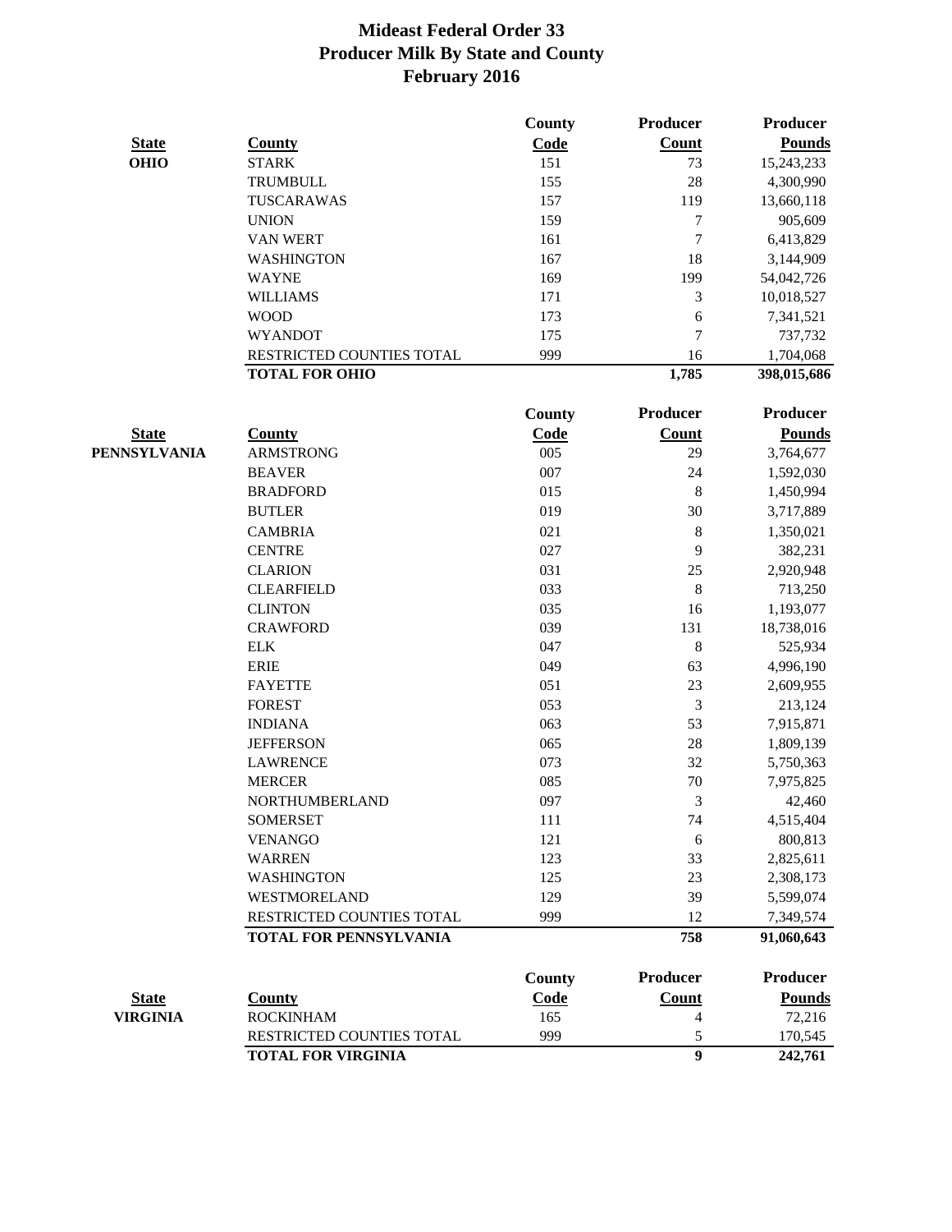# Mideast Federal Order 33
## Producer Milk By State and County
## February 2016

| State | County | County Code | Producer Count | Producer Pounds |
|---|---|---|---|---|
| **OHIO** | STARK | 151 | 73 | 15,243,233 |
| | TRUMBULL | 155 | 28 | 4,300,990 |
| | TUSCARAWAS | 157 | 119 | 13,660,118 |
| | UNION | 159 | 7 | 905,609 |
| | VAN WERT | 161 | 7 | 6,413,829 |
| | WASHINGTON | 167 | 18 | 3,144,909 |
| | WAYNE | 169 | 199 | 54,042,726 |
| | WILLIAMS | 171 | 3 | 10,018,527 |
| | WOOD | 173 | 6 | 7,341,521 |
| | WYANDOT | 175 | 7 | 737,732 |
| | RESTRICTED COUNTIES TOTAL | 999 | 16 | 1,704,068 |
| | **TOTAL FOR OHIO** | | **1,785** | **398,015,686** |

| State | County | County Code | Producer Count | Producer Pounds |
|---|---|---|---|---|
| **PENNSYLVANIA** | ARMSTRONG | 005 | 29 | 3,764,677 |
| | BEAVER | 007 | 24 | 1,592,030 |
| | BRADFORD | 015 | 8 | 1,450,994 |
| | BUTLER | 019 | 30 | 3,717,889 |
| | CAMBRIA | 021 | 8 | 1,350,021 |
| | CENTRE | 027 | 9 | 382,231 |
| | CLARION | 031 | 25 | 2,920,948 |
| | CLEARFIELD | 033 | 8 | 713,250 |
| | CLINTON | 035 | 16 | 1,193,077 |
| | CRAWFORD | 039 | 131 | 18,738,016 |
| | ELK | 047 | 8 | 525,934 |
| | ERIE | 049 | 63 | 4,996,190 |
| | FAYETTE | 051 | 23 | 2,609,955 |
| | FOREST | 053 | 3 | 213,124 |
| | INDIANA | 063 | 53 | 7,915,871 |
| | JEFFERSON | 065 | 28 | 1,809,139 |
| | LAWRENCE | 073 | 32 | 5,750,363 |
| | MERCER | 085 | 70 | 7,975,825 |
| | NORTHUMBERLAND | 097 | 3 | 42,460 |
| | SOMERSET | 111 | 74 | 4,515,404 |
| | VENANGO | 121 | 6 | 800,813 |
| | WARREN | 123 | 33 | 2,825,611 |
| | WASHINGTON | 125 | 23 | 2,308,173 |
| | WESTMORELAND | 129 | 39 | 5,599,074 |
| | RESTRICTED COUNTIES TOTAL | 999 | 12 | 7,349,574 |
| | **TOTAL FOR PENNSYLVANIA** | | **758** | **91,060,643** |

| State | County | County Code | Producer Count | Producer Pounds |
|---|---|---|---|---|
| **VIRGINIA** | ROCKINHAM | 165 | 4 | 72,216 |
| | RESTRICTED COUNTIES TOTAL | 999 | 5 | 170,545 |
| | **TOTAL FOR VIRGINIA** | | **9** | **242,761** |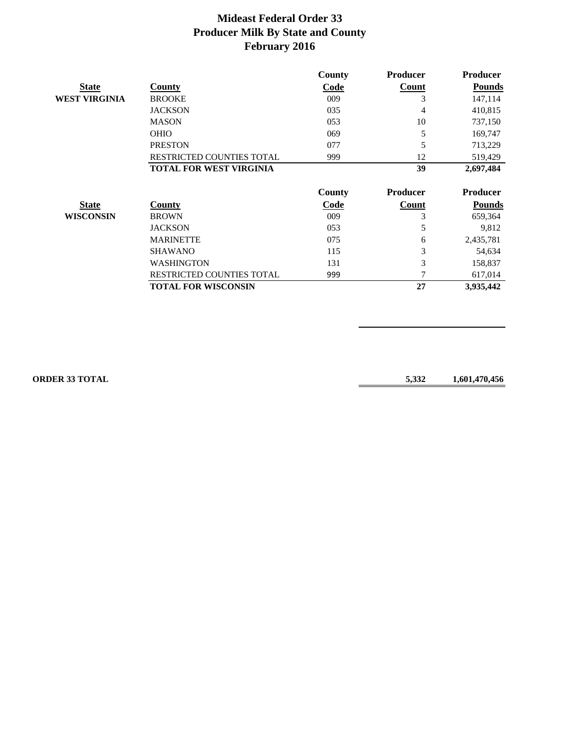# Mideast Federal Order 33
## Producer Milk By State and County
## February 2016

| State | County | County Code | Producer Count | Producer Pounds |
|---|---|---|---|---|
| WEST VIRGINIA | BROOKE | 009 | 3 | 147,114 |
| | JACKSON | 035 | 4 | 410,815 |
| | MASON | 053 | 10 | 737,150 |
| | OHIO | 069 | 5 | 169,747 |
| | PRESTON | 077 | 5 | 713,229 |
| | RESTRICTED COUNTIES TOTAL | 999 | 12 | 519,429 |
| | **TOTAL FOR WEST VIRGINIA** | | **39** | **2,697,484** |

| State | County | County Code | Producer Count | Producer Pounds |
|---|---|---|---|---|
| WISCONSIN | BROWN | 009 | 3 | 659,364 |
| | JACKSON | 053 | 5 | 9,812 |
| | MARINETTE | 075 | 6 | 2,435,781 |
| | SHAWANO | 115 | 3 | 54,634 |
| | WASHINGTON | 131 | 3 | 158,837 |
| | RESTRICTED COUNTIES TOTAL | 999 | 7 | 617,014 |
| | **TOTAL FOR WISCONSIN** | | **27** | **3,935,442** |

| | Producer Count | Producer Pounds |
|---|---|---|
| **ORDER 33 TOTAL** | **5,332** | **1,601,470,456** |